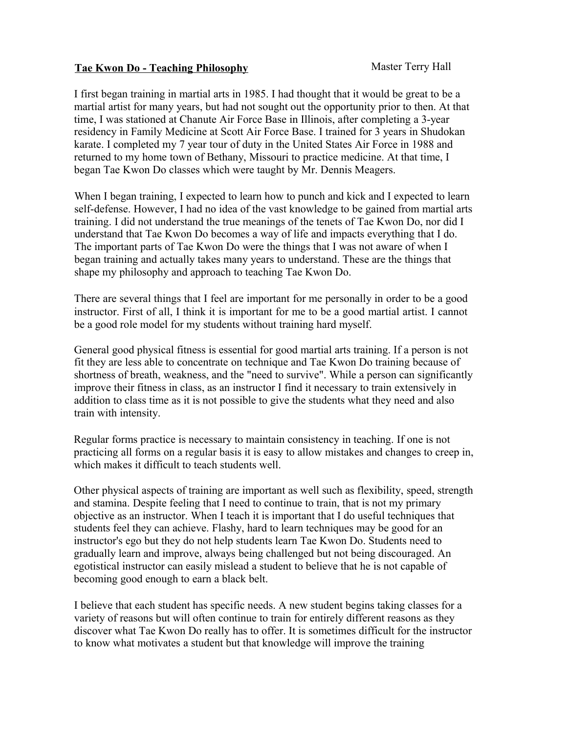**Tae Kwon Do - Teaching Philosophy** Master Terry Hall

I first began training in martial arts in 1985. I had thought that it would be great to be a martial artist for many years, but had not sought out the opportunity prior to then. At that time, I was stationed at Chanute Air Force Base in Illinois, after completing a 3-year residency in Family Medicine at Scott Air Force Base. I trained for 3 years in Shudokan karate. I completed my 7 year tour of duty in the United States Air Force in 1988 and returned to my home town of Bethany, Missouri to practice medicine. At that time, I began Tae Kwon Do classes which were taught by Mr. Dennis Meagers.

When I began training, I expected to learn how to punch and kick and I expected to learn self-defense. However, I had no idea of the vast knowledge to be gained from martial arts training. I did not understand the true meanings of the tenets of Tae Kwon Do, nor did I understand that Tae Kwon Do becomes a way of life and impacts everything that I do. The important parts of Tae Kwon Do were the things that I was not aware of when I began training and actually takes many years to understand. These are the things that shape my philosophy and approach to teaching Tae Kwon Do.

There are several things that I feel are important for me personally in order to be a good instructor. First of all, I think it is important for me to be a good martial artist. I cannot be a good role model for my students without training hard myself.

General good physical fitness is essential for good martial arts training. If a person is not fit they are less able to concentrate on technique and Tae Kwon Do training because of shortness of breath, weakness, and the "need to survive". While a person can significantly improve their fitness in class, as an instructor I find it necessary to train extensively in addition to class time as it is not possible to give the students what they need and also train with intensity.

Regular forms practice is necessary to maintain consistency in teaching. If one is not practicing all forms on a regular basis it is easy to allow mistakes and changes to creep in, which makes it difficult to teach students well.

Other physical aspects of training are important as well such as flexibility, speed, strength and stamina. Despite feeling that I need to continue to train, that is not my primary objective as an instructor. When I teach it is important that I do useful techniques that students feel they can achieve. Flashy, hard to learn techniques may be good for an instructor's ego but they do not help students learn Tae Kwon Do. Students need to gradually learn and improve, always being challenged but not being discouraged. An egotistical instructor can easily mislead a student to believe that he is not capable of becoming good enough to earn a black belt.

I believe that each student has specific needs. A new student begins taking classes for a variety of reasons but will often continue to train for entirely different reasons as they discover what Tae Kwon Do really has to offer. It is sometimes difficult for the instructor to know what motivates a student but that knowledge will improve the training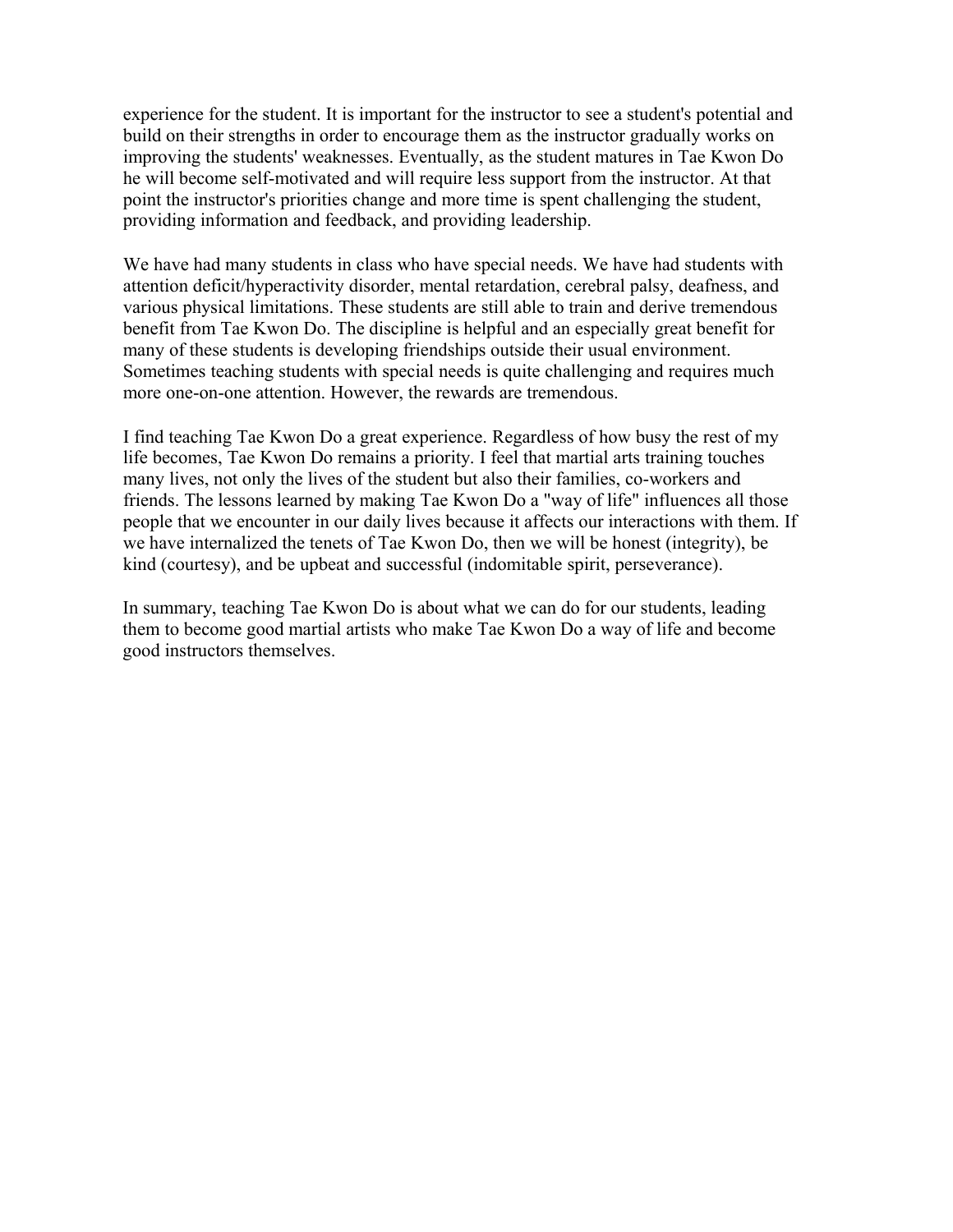experience for the student. It is important for the instructor to see a student's potential and build on their strengths in order to encourage them as the instructor gradually works on improving the students' weaknesses. Eventually, as the student matures in Tae Kwon Do he will become self-motivated and will require less support from the instructor. At that point the instructor's priorities change and more time is spent challenging the student, providing information and feedback, and providing leadership.

We have had many students in class who have special needs. We have had students with attention deficit/hyperactivity disorder, mental retardation, cerebral palsy, deafness, and various physical limitations. These students are still able to train and derive tremendous benefit from Tae Kwon Do. The discipline is helpful and an especially great benefit for many of these students is developing friendships outside their usual environment. Sometimes teaching students with special needs is quite challenging and requires much more one-on-one attention. However, the rewards are tremendous.

I find teaching Tae Kwon Do a great experience. Regardless of how busy the rest of my life becomes, Tae Kwon Do remains a priority. I feel that martial arts training touches many lives, not only the lives of the student but also their families, co-workers and friends. The lessons learned by making Tae Kwon Do a "way of life" influences all those people that we encounter in our daily lives because it affects our interactions with them. If we have internalized the tenets of Tae Kwon Do, then we will be honest (integrity), be kind (courtesy), and be upbeat and successful (indomitable spirit, perseverance).

In summary, teaching Tae Kwon Do is about what we can do for our students, leading them to become good martial artists who make Tae Kwon Do a way of life and become good instructors themselves.